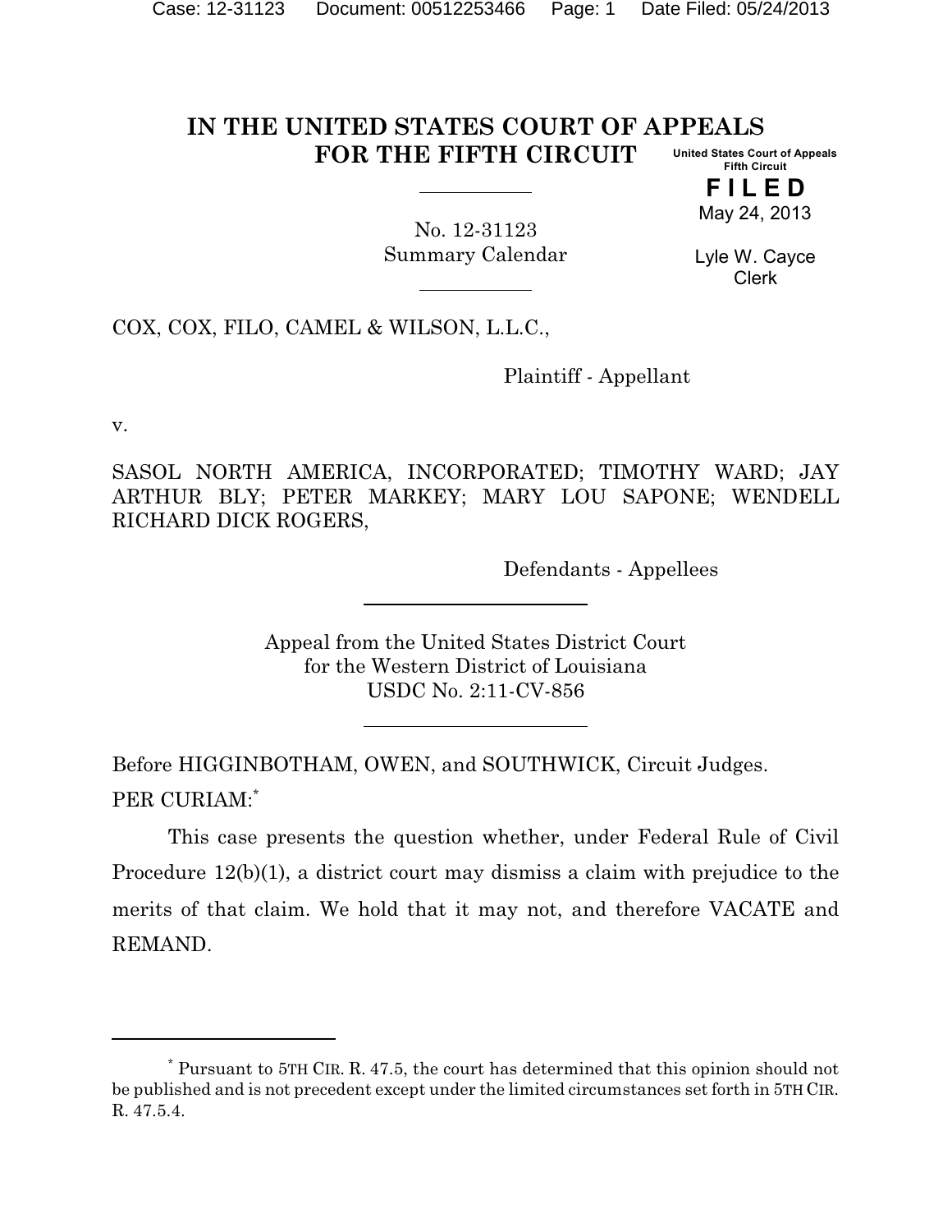# IN THE UNITED STATES COURT OF APPEALS FOR THE FIFTH CIRCUIT

United States Court of Appeals
Fifth Circuit

**FILED**
May 24, 2013

Lyle W. Cayce
Clerk

No. 12-31123
Summary Calendar

COX, COX, FILO, CAMEL & WILSON, L.L.C.,

Plaintiff - Appellant

v.

SASOL NORTH AMERICA, INCORPORATED; TIMOTHY WARD; JAY ARTHUR BLY; PETER MARKEY; MARY LOU SAPONE; WENDELL RICHARD DICK ROGERS,

Defendants - Appellees

Appeal from the United States District Court
for the Western District of Louisiana
USDC No. 2:11-CV-856

Before HIGGINBOTHAM, OWEN, and SOUTHWICK, Circuit Judges.

PER CURIAM:[*]

This case presents the question whether, under Federal Rule of Civil Procedure 12(b)(1), a district court may dismiss a claim with prejudice to the merits of that claim. We hold that it may not, and therefore VACATE and REMAND.

---

[*] Pursuant to 5TH CIR. R. 47.5, the court has determined that this opinion should not be published and is not precedent except under the limited circumstances set forth in 5TH CIR. R. 47.5.4.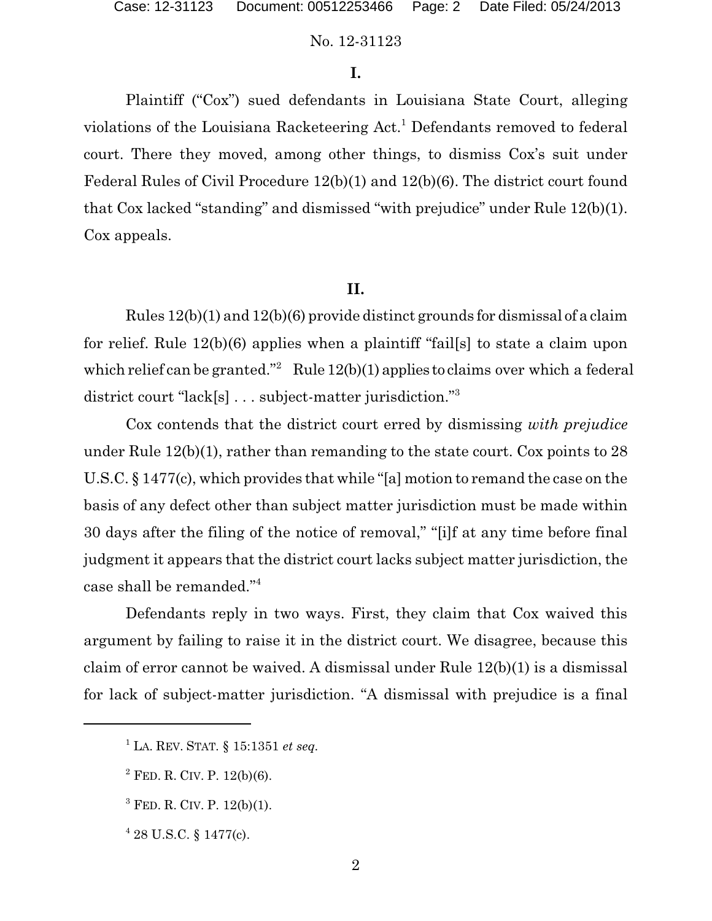## I.

Plaintiff ("Cox") sued defendants in Louisiana State Court, alleging violations of the Louisiana Racketeering Act.[1] Defendants removed to federal court. There they moved, among other things, to dismiss Cox's suit under Federal Rules of Civil Procedure 12(b)(1) and 12(b)(6). The district court found that Cox lacked "standing" and dismissed "with prejudice" under Rule 12(b)(1). Cox appeals.

## II.

Rules 12(b)(1) and 12(b)(6) provide distinct grounds for dismissal of a claim for relief. Rule 12(b)(6) applies when a plaintiff "fail[s] to state a claim upon which relief can be granted."[2] Rule 12(b)(1) applies to claims over which a federal district court "lack[s] . . . subject-matter jurisdiction."[3]

Cox contends that the district court erred by dismissing *with prejudice* under Rule 12(b)(1), rather than remanding to the state court. Cox points to 28 U.S.C. § 1477(c), which provides that while "[a] motion to remand the case on the basis of any defect other than subject matter jurisdiction must be made within 30 days after the filing of the notice of removal," "[i]f at any time before final judgment it appears that the district court lacks subject matter jurisdiction, the case shall be remanded."[4]

Defendants reply in two ways. First, they claim that Cox waived this argument by failing to raise it in the district court. We disagree, because this claim of error cannot be waived. A dismissal under Rule 12(b)(1) is a dismissal for lack of subject-matter jurisdiction. "A dismissal with prejudice is a final

---

[1] LA. REV. STAT. § 15:1351 *et seq.*

[2] FED. R. CIV. P. 12(b)(6).

[3] FED. R. CIV. P. 12(b)(1).

[4] 28 U.S.C. § 1477(c).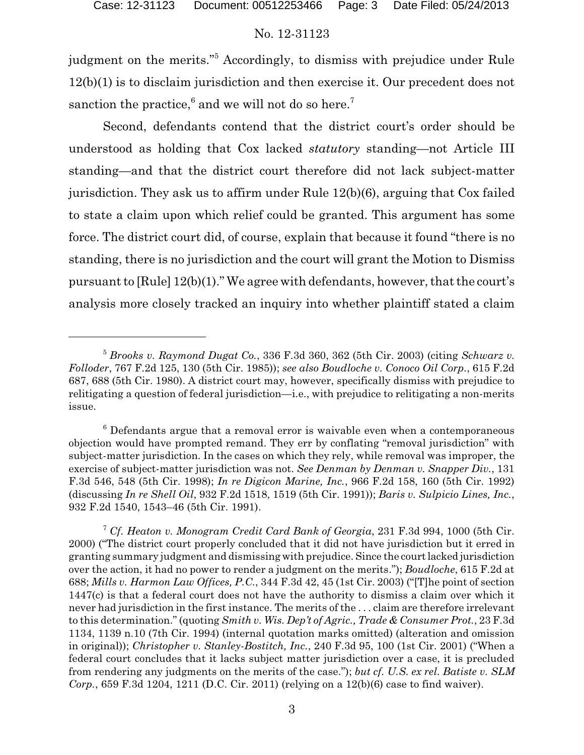judgment on the merits."[5] Accordingly, to dismiss with prejudice under Rule 12(b)(1) is to disclaim jurisdiction and then exercise it. Our precedent does not sanction the practice,[6] and we will not do so here.[7]

Second, defendants contend that the district court's order should be understood as holding that Cox lacked *statutory* standing—not Article III standing—and that the district court therefore did not lack subject-matter jurisdiction. They ask us to affirm under Rule 12(b)(6), arguing that Cox failed to state a claim upon which relief could be granted. This argument has some force. The district court did, of course, explain that because it found "there is no standing, there is no jurisdiction and the court will grant the Motion to Dismiss pursuant to [Rule] 12(b)(1)." We agree with defendants, however, that the court's analysis more closely tracked an inquiry into whether plaintiff stated a claim

---

[5] *Brooks v. Raymond Dugat Co.*, 336 F.3d 360, 362 (5th Cir. 2003) (citing *Schwarz v. Folloder*, 767 F.2d 125, 130 (5th Cir. 1985)); *see also Boudloche v. Conoco Oil Corp.*, 615 F.2d 687, 688 (5th Cir. 1980). A district court may, however, specifically dismiss with prejudice to relitigating a question of federal jurisdiction—i.e., with prejudice to relitigating a non-merits issue.

[6] Defendants argue that a removal error is waivable even when a contemporaneous objection would have prompted remand. They err by conflating "removal jurisdiction" with subject-matter jurisdiction. In the cases on which they rely, while removal was improper, the exercise of subject-matter jurisdiction was not. *See Denman by Denman v. Snapper Div.*, 131 F.3d 546, 548 (5th Cir. 1998); *In re Digicon Marine, Inc.*, 966 F.2d 158, 160 (5th Cir. 1992) (discussing *In re Shell Oil*, 932 F.2d 1518, 1519 (5th Cir. 1991)); *Baris v. Sulpicio Lines, Inc.*, 932 F.2d 1540, 1543–46 (5th Cir. 1991).

[7] *Cf. Heaton v. Monogram Credit Card Bank of Georgia*, 231 F.3d 994, 1000 (5th Cir. 2000) ("The district court properly concluded that it did not have jurisdiction but it erred in granting summary judgment and dismissing with prejudice. Since the court lacked jurisdiction over the action, it had no power to render a judgment on the merits."); *Boudloche*, 615 F.2d at 688; *Mills v. Harmon Law Offices, P.C.*, 344 F.3d 42, 45 (1st Cir. 2003) ("[T]he point of section 1447(c) is that a federal court does not have the authority to dismiss a claim over which it never had jurisdiction in the first instance. The merits of the . . . claim are therefore irrelevant to this determination." (quoting *Smith v. Wis. Dep't of Agric., Trade & Consumer Prot.*, 23 F.3d 1134, 1139 n.10 (7th Cir. 1994) (internal quotation marks omitted) (alteration and omission in original)); *Christopher v. Stanley-Bostitch, Inc.*, 240 F.3d 95, 100 (1st Cir. 2001) ("When a federal court concludes that it lacks subject matter jurisdiction over a case, it is precluded from rendering any judgments on the merits of the case."); *but cf. U.S. ex rel. Batiste v. SLM Corp.*, 659 F.3d 1204, 1211 (D.C. Cir. 2011) (relying on a 12(b)(6) case to find waiver).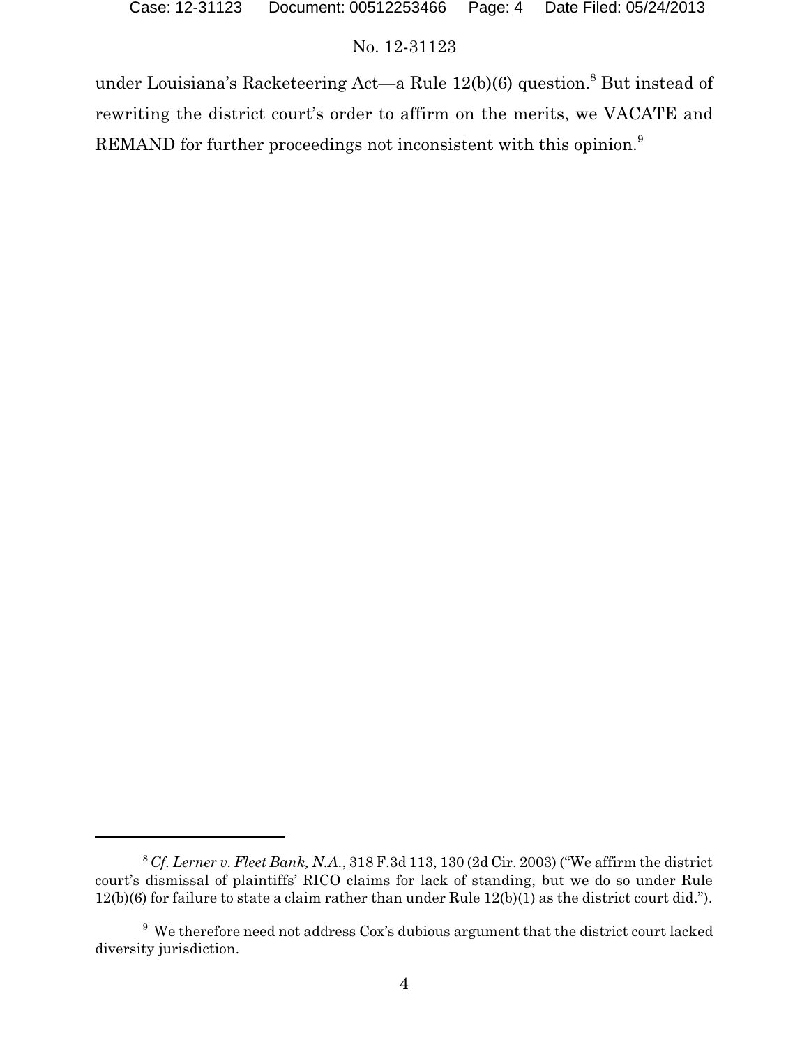under Louisiana's Racketeering Act—a Rule 12(b)(6) question.[8] But instead of rewriting the district court's order to affirm on the merits, we VACATE and REMAND for further proceedings not inconsistent with this opinion.[9]

---

[8] *Cf. Lerner v. Fleet Bank, N.A.*, 318 F.3d 113, 130 (2d Cir. 2003) ("We affirm the district court's dismissal of plaintiffs' RICO claims for lack of standing, but we do so under Rule 12(b)(6) for failure to state a claim rather than under Rule 12(b)(1) as the district court did.").

[9] We therefore need not address Cox's dubious argument that the district court lacked diversity jurisdiction.